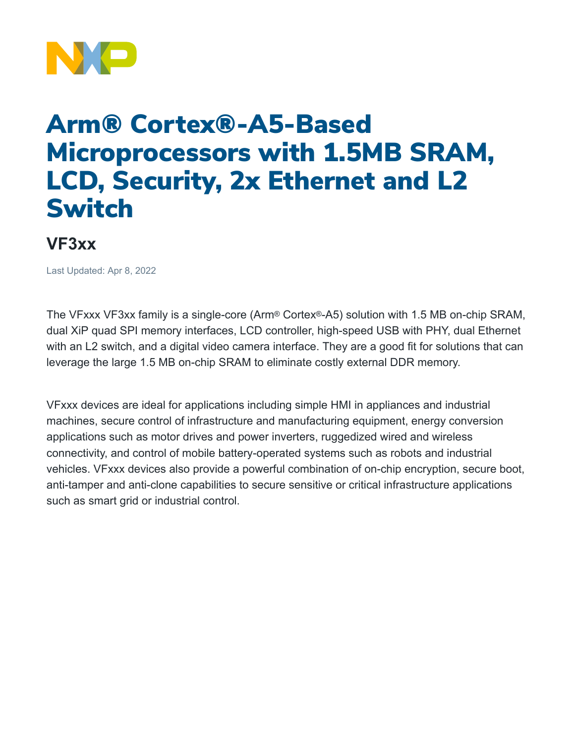# Arm® Cortex®-A5-Based Microprocessors with 1.5MB SRAM, LCD, Security, 2x Ethernet and L2 Switch

## VF3xx

Last Updated: Apr 8, 2022

The VFxxx VF3xx family is a single-core (Arm® Cortex®-A5) solution with 1.5 MB on-chip SRAM, dual XiP quad SPI memory interfaces, LCD controller, high-speed USB with PHY, dual Ethernet with an L2 switch, and a digital video camera interface. They are a good fit for solutions that can leverage the large 1.5 MB on-chip SRAM to eliminate costly external DDR memory.

VFxxx devices are ideal for applications including simple HMI in appliances and industrial machines, secure control of infrastructure and manufacturing equipment, energy conversion applications such as motor drives and power inverters, ruggedized wired and wireless connectivity, and control of mobile battery-operated systems such as robots and industrial vehicles. VFxxx devices also provide a powerful combination of on-chip encryption, secure boot, anti-tamper and anti-clone capabilities to secure sensitive or critical infrastructure applications such as smart grid or industrial control.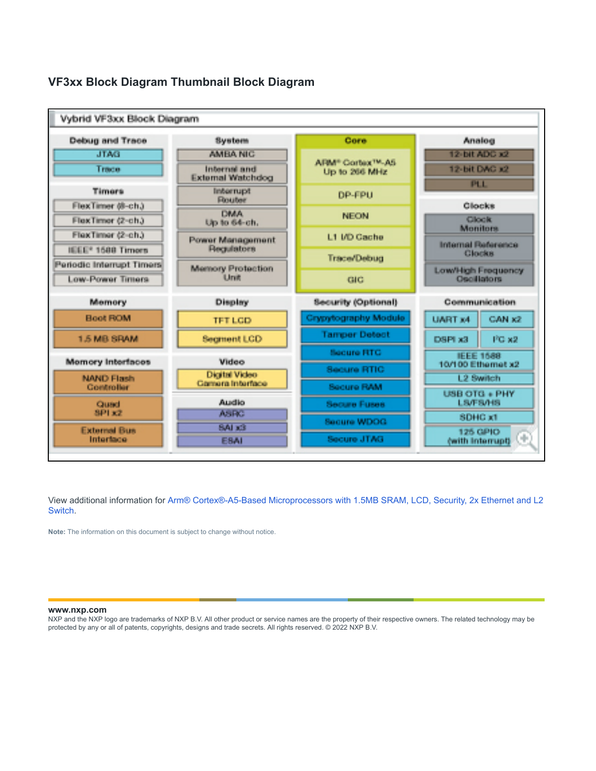## VF3xx Block Diagram Thumbnail Block Diagram

Vybrid VF3xx Block Diagram

Debug and Trace
JTAG
Trace

Timers
FlexTimer (8-ch.)
FlexTimer (2-ch.)
FlexTimer (2-ch.)
IEEE® 1588 Timers
Periodic Interrupt Timers
Low-Power Timers

System
AMBA NIC
Internal and External Watchdog
Interrupt Router
DMA Up to 64-ch.
Power Management Regulators
Memory Protection Unit

Core
ARM® Cortex™-A5 Up to 266 MHz
DP-FPU
NEON
L1 I/D Cache
Trace/Debug
GIC

Analog
12-bit ADC x2
12-bit DAC x2
PLL

Clocks
Clock Monitors
Internal Reference Clocks
Low/High Frequency Oscillators

Memory
Boot ROM
1.5 MB SRAM

Memory Interfaces
NAND Flash Controller
Quad SPI x2
External Bus Interface

Display
TFT LCD
Segment LCD

Video
Digital Video Camera Interface

Audio
ASRC
SAI x3
ESAI

Security (Optional)
Crypytography Module
Tamper Detect
Secure RTC
Secure RTIC
Secure RAM
Secure Fuses
Secure WDOG
Secure JTAG

Communication
UART x4
CAN x2
DSPI x3
I²C x2
IEEE 1588 10/100 Ethernet x2
L2 Switch
USB OTG + PHY LS/FS/HS
SDHC x1
125 GPIO (with Interrupt)

View additional information for Arm® Cortex®-A5-Based Microprocessors with 1.5MB SRAM, LCD, Security, 2x Ethernet and L2 Switch.

**Note:** The information on this document is subject to change without notice.

**www.nxp.com**
NXP and the NXP logo are trademarks of NXP B.V. All other product or service names are the property of their respective owners. The related technology may be protected by any or all of patents, copyrights, designs and trade secrets. All rights reserved. © 2022 NXP B.V.